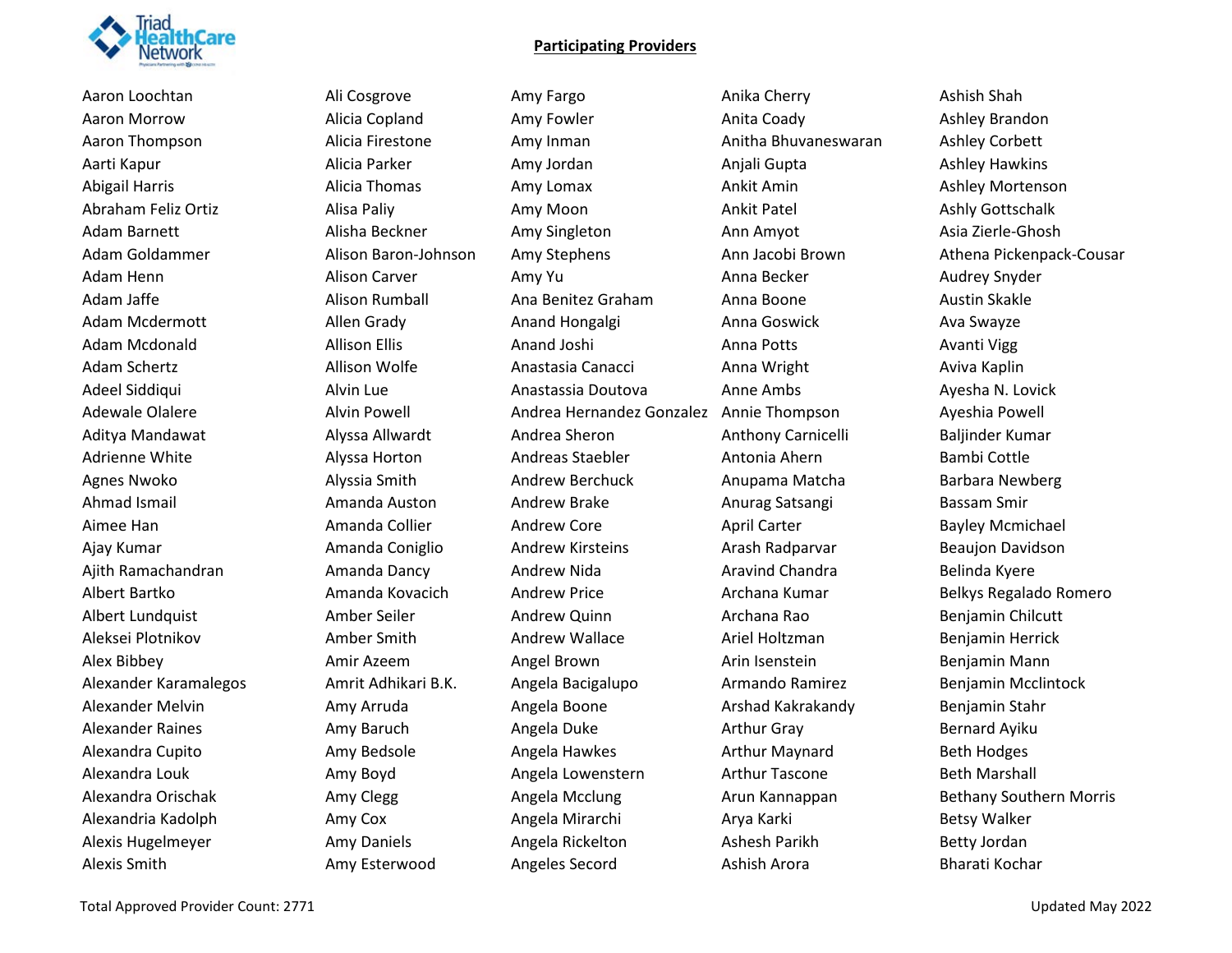## Participating Providers

Aaron Loochtan
Aaron Morrow
Aaron Thompson
Aarti Kapur
Abigail Harris
Abraham Feliz Ortiz
Adam Barnett
Adam Goldammer
Adam Henn
Adam Jaffe
Adam Mcdermott
Adam Mcdonald
Adam Schertz
Adeel Siddiqui
Adewale Olalere
Aditya Mandawat
Adrienne White
Agnes Nwoko
Ahmad Ismail
Aimee Han
Ajay Kumar
Ajith Ramachandran
Albert Bartko
Albert Lundquist
Aleksei Plotnikov
Alex Bibbey
Alexander Karamalegos
Alexander Melvin
Alexander Raines
Alexandra Cupito
Alexandra Louk
Alexandra Orischak
Alexandria Kadolph
Alexis Hugelmeyer
Alexis Smith

Ali Cosgrove
Alicia Copland
Alicia Firestone
Alicia Parker
Alicia Thomas
Alisa Paliy
Alisha Beckner
Alison Baron-Johnson
Alison Carver
Alison Rumball
Allen Grady
Allison Ellis
Allison Wolfe
Alvin Lue
Alvin Powell
Alyssa Allwardt
Alyssa Horton
Alyssia Smith
Amanda Auston
Amanda Collier
Amanda Coniglio
Amanda Dancy
Amanda Kovacich
Amber Seiler
Amber Smith
Amir Azeem
Amrit Adhikari B.K.
Amy Arruda
Amy Baruch
Amy Bedsole
Amy Boyd
Amy Clegg
Amy Cox
Amy Daniels
Amy Esterwood

Amy Fargo
Amy Fowler
Amy Inman
Amy Jordan
Amy Lomax
Amy Moon
Amy Singleton
Amy Stephens
Amy Yu
Ana Benitez Graham
Anand Hongalgi
Anand Joshi
Anastasia Canacci
Anastassia Doutova
Andrea Hernandez Gonzalez
Andrea Sheron
Andreas Staebler
Andrew Berchuck
Andrew Brake
Andrew Core
Andrew Kirsteins
Andrew Nida
Andrew Price
Andrew Quinn
Andrew Wallace
Angel Brown
Angela Bacigalupo
Angela Boone
Angela Duke
Angela Hawkes
Angela Lowenstern
Angela Mcclung
Angela Mirarchi
Angela Rickelton
Angeles Secord

Anika Cherry
Anita Coady
Anitha Bhuvaneswaran
Anjali Gupta
Ankit Amin
Ankit Patel
Ann Amyot
Ann Jacobi Brown
Anna Becker
Anna Boone
Anna Goswick
Anna Potts
Anna Wright
Anne Ambs
Annie Thompson
Anthony Carnicelli
Antonia Ahern
Anupama Matcha
Anurag Satsangi
April Carter
Arash Radparvar
Aravind Chandra
Archana Kumar
Archana Rao
Ariel Holtzman
Arin Isenstein
Armando Ramirez
Arshad Kakrakandy
Arthur Gray
Arthur Maynard
Arthur Tascone
Arun Kannappan
Arya Karki
Ashesh Parikh
Ashish Arora

Ashish Shah
Ashley Brandon
Ashley Corbett
Ashley Hawkins
Ashley Mortenson
Ashly Gottschalk
Asia Zierle-Ghosh
Athena Pickenpack-Cousar
Audrey Snyder
Austin Skakle
Ava Swayze
Avanti Vigg
Aviva Kaplin
Ayesha N. Lovick
Ayeshia Powell
Baljinder Kumar
Bambi Cottle
Barbara Newberg
Bassam Smir
Bayley Mcmichael
Beaujon Davidson
Belinda Kyere
Belkys Regalado Romero
Benjamin Chilcutt
Benjamin Herrick
Benjamin Mann
Benjamin Mcclintock
Benjamin Stahr
Bernard Ayiku
Beth Hodges
Beth Marshall
Bethany Southern Morris
Betsy Walker
Betty Jordan
Bharati Kochar

Total Approved Provider Count: 2771

Updated May 2022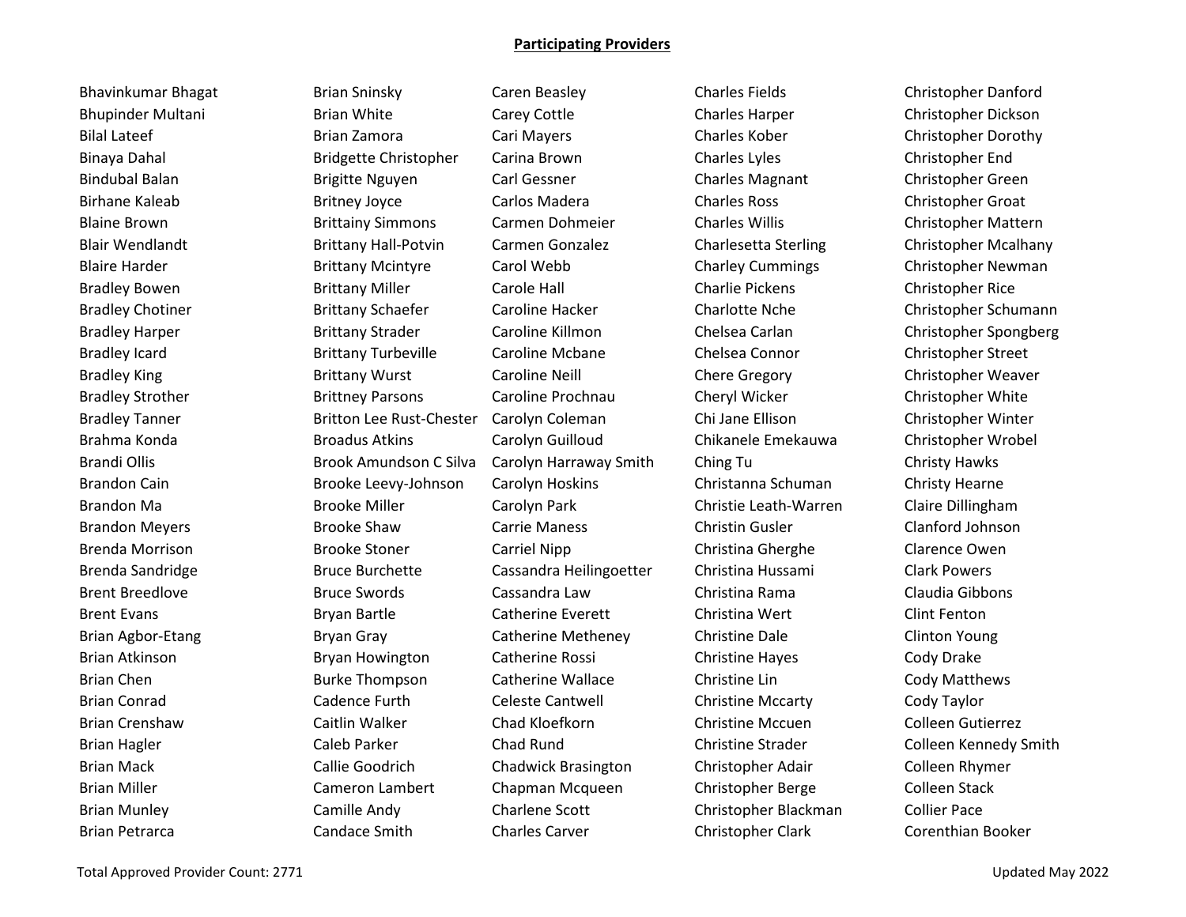**Participating Providers**

Bhavinkumar Bhagat
Bhupinder Multani
Bilal Lateef
Binaya Dahal
Bindubal Balan
Birhane Kaleab
Blaine Brown
Blair Wendlandt
Blaire Harder
Bradley Bowen
Bradley Chotiner
Bradley Harper
Bradley Icard
Bradley King
Bradley Strother
Bradley Tanner
Brahma Konda
Brandi Ollis
Brandon Cain
Brandon Ma
Brandon Meyers
Brenda Morrison
Brenda Sandridge
Brent Breedlove
Brent Evans
Brian Agbor-Etang
Brian Atkinson
Brian Chen
Brian Conrad
Brian Crenshaw
Brian Hagler
Brian Mack
Brian Miller
Brian Munley
Brian Petrarca
Brian Sninsky
Brian White
Brian Zamora
Bridgette Christopher
Brigitte Nguyen
Britney Joyce
Brittainy Simmons
Brittany Hall-Potvin
Brittany Mcintyre
Brittany Miller
Brittany Schaefer
Brittany Strader
Brittany Turbeville
Brittany Wurst
Brittney Parsons
Britton Lee Rust-Chester
Broadus Atkins
Brook Amundson C Silva
Brooke Leevy-Johnson
Brooke Miller
Brooke Shaw
Brooke Stoner
Bruce Burchette
Bruce Swords
Bryan Bartle
Bryan Gray
Bryan Howington
Burke Thompson
Cadence Furth
Caitlin Walker
Caleb Parker
Callie Goodrich
Cameron Lambert
Camille Andy
Candace Smith
Caren Beasley
Carey Cottle
Cari Mayers
Carina Brown
Carl Gessner
Carlos Madera
Carmen Dohmeier
Carmen Gonzalez
Carol Webb
Carole Hall
Caroline Hacker
Caroline Killmon
Caroline Mcbane
Caroline Neill
Caroline Prochnau
Carolyn Coleman
Carolyn Guilloud
Carolyn Harraway Smith
Carolyn Hoskins
Carolyn Park
Carrie Maness
Carriel Nipp
Cassandra Heilingoetter
Cassandra Law
Catherine Everett
Catherine Metheney
Catherine Rossi
Catherine Wallace
Celeste Cantwell
Chad Kloefkorn
Chad Rund
Chadwick Brasington
Chapman Mcqueen
Charlene Scott
Charles Carver
Charles Fields
Charles Harper
Charles Kober
Charles Lyles
Charles Magnant
Charles Ross
Charles Willis
Charlesetta Sterling
Charley Cummings
Charlie Pickens
Charlotte Nche
Chelsea Carlan
Chelsea Connor
Chere Gregory
Cheryl Wicker
Chi Jane Ellison
Chikanele Emekauwa
Ching Tu
Christanna Schuman
Christie Leath-Warren
Christin Gusler
Christina Gherghe
Christina Hussami
Christina Rama
Christina Wert
Christine Dale
Christine Hayes
Christine Lin
Christine Mccarty
Christine Mccuen
Christine Strader
Christopher Adair
Christopher Berge
Christopher Blackman
Christopher Clark
Christopher Danford
Christopher Dickson
Christopher Dorothy
Christopher End
Christopher Green
Christopher Groat
Christopher Mattern
Christopher Mcalhany
Christopher Newman
Christopher Rice
Christopher Schumann
Christopher Spongberg
Christopher Street
Christopher Weaver
Christopher White
Christopher Winter
Christopher Wrobel
Christy Hawks
Christy Hearne
Claire Dillingham
Clanford Johnson
Clarence Owen
Clark Powers
Claudia Gibbons
Clint Fenton
Clinton Young
Cody Drake
Cody Matthews
Cody Taylor
Colleen Gutierrez
Colleen Kennedy Smith
Colleen Rhymer
Colleen Stack
Collier Pace
Corenthian Booker

Total Approved Provider Count: 2771

Updated May 2022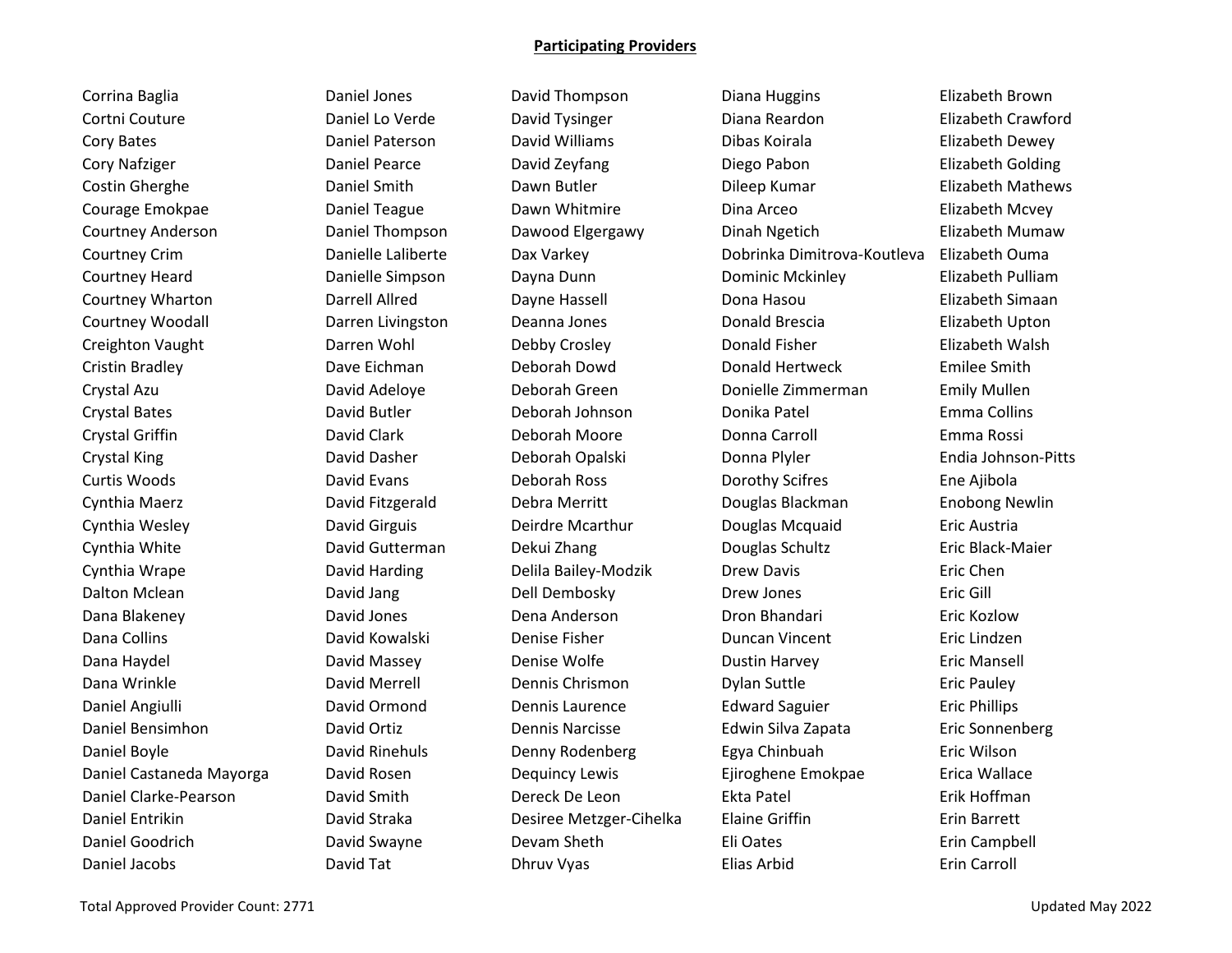**Participating Providers**

Corrina Baglia
Cortni Couture
Cory Bates
Cory Nafziger
Costin Gherghe
Courage Emokpae
Courtney Anderson
Courtney Crim
Courtney Heard
Courtney Wharton
Courtney Woodall
Creighton Vaught
Cristin Bradley
Crystal Azu
Crystal Bates
Crystal Griffin
Crystal King
Curtis Woods
Cynthia Maerz
Cynthia Wesley
Cynthia White
Cynthia Wrape
Dalton Mclean
Dana Blakeney
Dana Collins
Dana Haydel
Dana Wrinkle
Daniel Angiulli
Daniel Bensimhon
Daniel Boyle
Daniel Castaneda Mayorga
Daniel Clarke-Pearson
Daniel Entrikin
Daniel Goodrich
Daniel Jacobs
Daniel Jones
Daniel Lo Verde
Daniel Paterson
Daniel Pearce
Daniel Smith
Daniel Teague
Daniel Thompson
Danielle Laliberte
Danielle Simpson
Darrell Allred
Darren Livingston
Darren Wohl
Dave Eichman
David Adeloye
David Butler
David Clark
David Dasher
David Evans
David Fitzgerald
David Girguis
David Gutterman
David Harding
David Jang
David Jones
David Kowalski
David Massey
David Merrell
David Ormond
David Ortiz
David Rinehuls
David Rosen
David Smith
David Straka
David Swayne
David Tat
David Thompson
David Tysinger
David Williams
David Zeyfang
Dawn Butler
Dawn Whitmire
Dawood Elgergawy
Dax Varkey
Dayna Dunn
Dayne Hassell
Deanna Jones
Debby Crosley
Deborah Dowd
Deborah Green
Deborah Johnson
Deborah Moore
Deborah Opalski
Deborah Ross
Debra Merritt
Deirdre Mcarthur
Dekui Zhang
Delila Bailey-Modzik
Dell Dembosky
Dena Anderson
Denise Fisher
Denise Wolfe
Dennis Chrismon
Dennis Laurence
Dennis Narcisse
Denny Rodenberg
Dequincy Lewis
Dereck De Leon
Desiree Metzger-Cihelka
Devam Sheth
Dhruv Vyas
Diana Huggins
Diana Reardon
Dibas Koirala
Diego Pabon
Dileep Kumar
Dina Arceo
Dinah Ngetich
Dobrinka Dimitrova-Koutleva
Dominic Mckinley
Dona Hasou
Donald Brescia
Donald Fisher
Donald Hertweck
Donielle Zimmerman
Donika Patel
Donna Carroll
Donna Plyler
Dorothy Scifres
Douglas Blackman
Douglas Mcquaid
Douglas Schultz
Drew Davis
Drew Jones
Dron Bhandari
Duncan Vincent
Dustin Harvey
Dylan Suttle
Edward Saguier
Edwin Silva Zapata
Egya Chinbuah
Ejiroghene Emokpae
Ekta Patel
Elaine Griffin
Eli Oates
Elias Arbid
Elizabeth Brown
Elizabeth Crawford
Elizabeth Dewey
Elizabeth Golding
Elizabeth Mathews
Elizabeth Mcvey
Elizabeth Mumaw
Elizabeth Ouma
Elizabeth Pulliam
Elizabeth Simaan
Elizabeth Upton
Elizabeth Walsh
Emilee Smith
Emily Mullen
Emma Collins
Emma Rossi
Endia Johnson-Pitts
Ene Ajibola
Enobong Newlin
Eric Austria
Eric Black-Maier
Eric Chen
Eric Gill
Eric Kozlow
Eric Lindzen
Eric Mansell
Eric Pauley
Eric Phillips
Eric Sonnenberg
Eric Wilson
Erica Wallace
Erik Hoffman
Erin Barrett
Erin Campbell
Erin Carroll

Total Approved Provider Count: 2771

Updated May 2022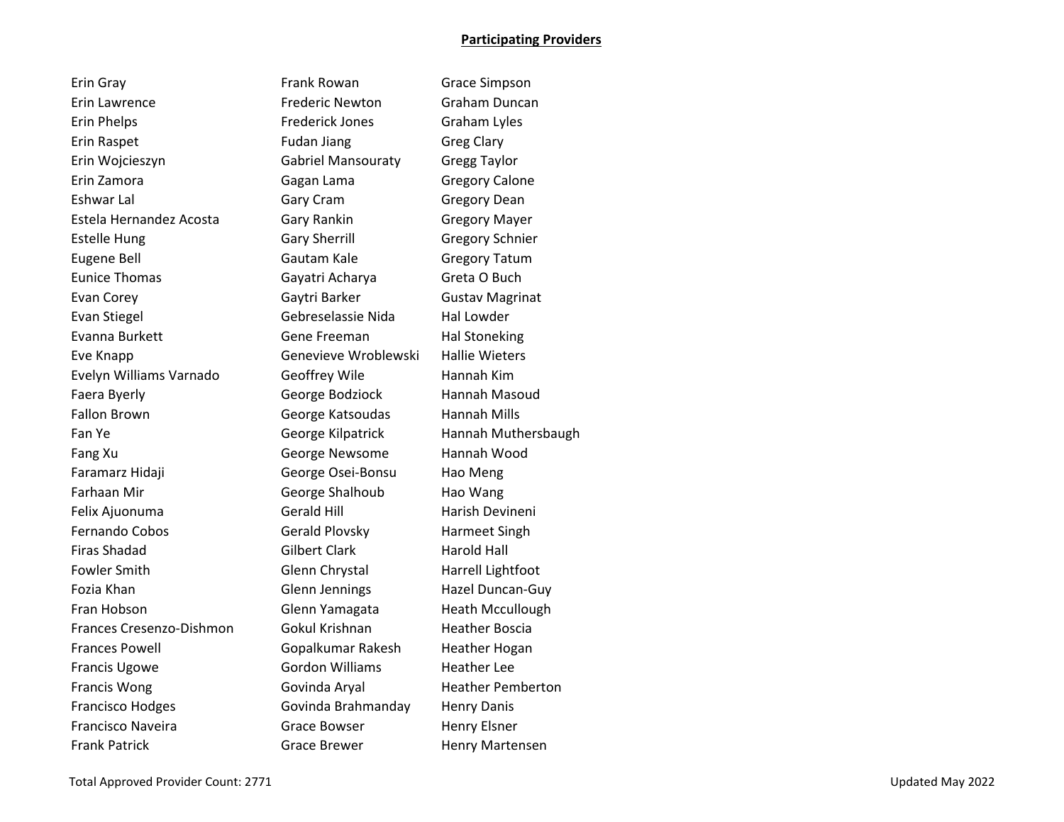**Participating Providers**

Erin Gray
Erin Lawrence
Erin Phelps
Erin Raspet
Erin Wojcieszyn
Erin Zamora
Eshwar Lal
Estela Hernandez Acosta
Estelle Hung
Eugene Bell
Eunice Thomas
Evan Corey
Evan Stiegel
Evanna Burkett
Eve Knapp
Evelyn Williams Varnado
Faera Byerly
Fallon Brown
Fan Ye
Fang Xu
Faramarz Hidaji
Farhaan Mir
Felix Ajuonuma
Fernando Cobos
Firas Shadad
Fowler Smith
Fozia Khan
Fran Hobson
Frances Cresenzo-Dishmon
Frances Powell
Francis Ugowe
Francis Wong
Francisco Hodges
Francisco Naveira
Frank Patrick
Frank Rowan
Frederic Newton
Frederick Jones
Fudan Jiang
Gabriel Mansouraty
Gagan Lama
Gary Cram
Gary Rankin
Gary Sherrill
Gautam Kale
Gayatri Acharya
Gaytri Barker
Gebreselassie Nida
Gene Freeman
Genevieve Wroblewski
Geoffrey Wile
George Bodziock
George Katsoudas
George Kilpatrick
George Newsome
George Osei-Bonsu
George Shalhoub
Gerald Hill
Gerald Plovsky
Gilbert Clark
Glenn Chrystal
Glenn Jennings
Glenn Yamagata
Gokul Krishnan
Gopalkumar Rakesh
Gordon Williams
Govinda Aryal
Govinda Brahmanday
Grace Bowser
Grace Brewer
Grace Simpson
Graham Duncan
Graham Lyles
Greg Clary
Gregg Taylor
Gregory Calone
Gregory Dean
Gregory Mayer
Gregory Schnier
Gregory Tatum
Greta O Buch
Gustav Magrinat
Hal Lowder
Hal Stoneking
Hallie Wieters
Hannah Kim
Hannah Masoud
Hannah Mills
Hannah Muthersbaugh
Hannah Wood
Hao Meng
Hao Wang
Harish Devineni
Harmeet Singh
Harold Hall
Harrell Lightfoot
Hazel Duncan-Guy
Heath Mccullough
Heather Boscia
Heather Hogan
Heather Lee
Heather Pemberton
Henry Danis
Henry Elsner
Henry Martensen

Total Approved Provider Count: 2771

Updated May 2022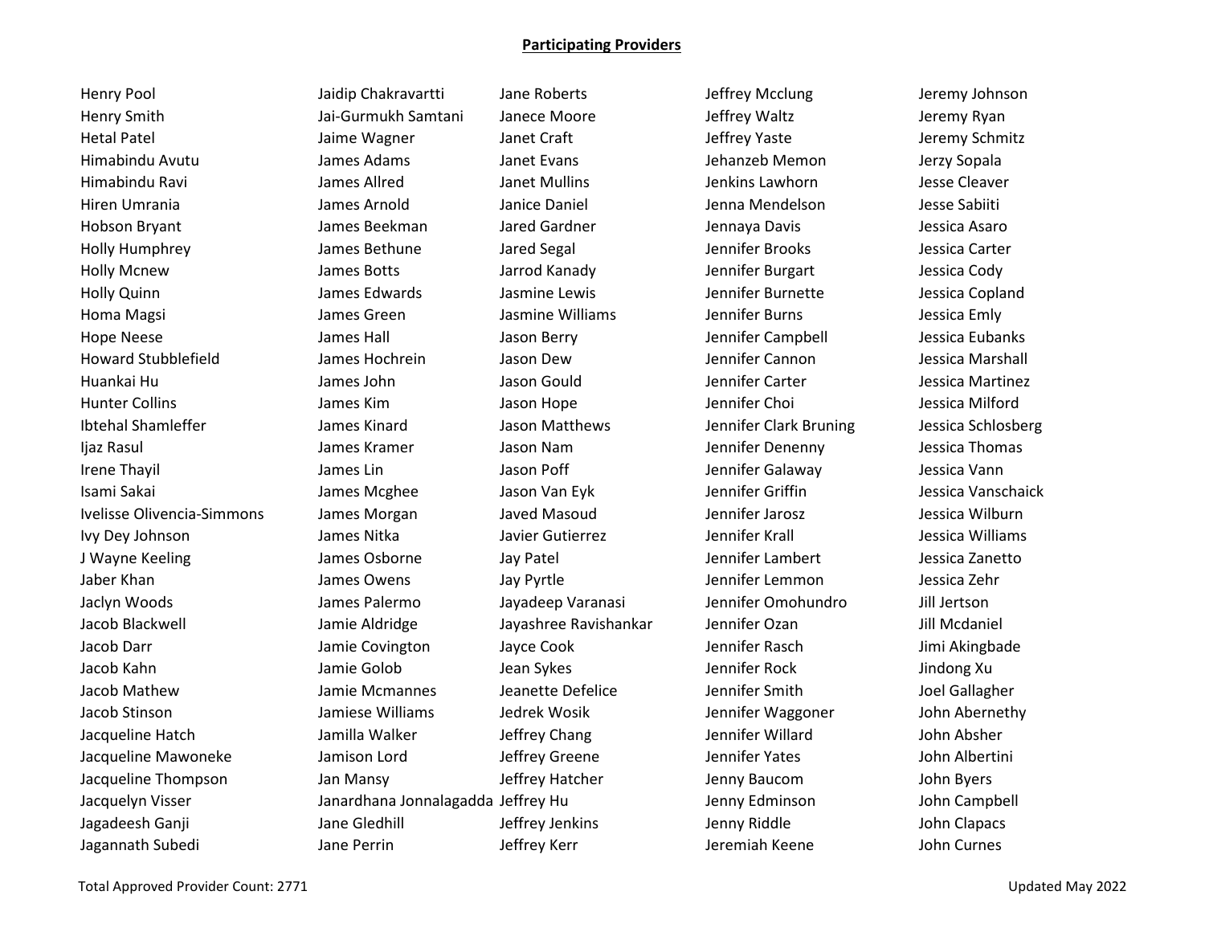**Participating Providers**

Henry Pool
Henry Smith
Hetal Patel
Himabindu Avutu
Himabindu Ravi
Hiren Umrania
Hobson Bryant
Holly Humphrey
Holly Mcnew
Holly Quinn
Homa Magsi
Hope Neese
Howard Stubblefield
Huankai Hu
Hunter Collins
Ibtehal Shamleffer
Ijaz Rasul
Irene Thayil
Isami Sakai
Ivelisse Olivencia-Simmons
Ivy Dey Johnson
J Wayne Keeling
Jaber Khan
Jaclyn Woods
Jacob Blackwell
Jacob Darr
Jacob Kahn
Jacob Mathew
Jacob Stinson
Jacqueline Hatch
Jacqueline Mawoneke
Jacqueline Thompson
Jacquelyn Visser
Jagadeesh Ganji
Jagannath Subedi

Jaidip Chakravartti
Jai-Gurmukh Samtani
Jaime Wagner
James Adams
James Allred
James Arnold
James Beekman
James Bethune
James Botts
James Edwards
James Green
James Hall
James Hochrein
James John
James Kim
James Kinard
James Kramer
James Lin
James Mcghee
James Morgan
James Nitka
James Osborne
James Owens
James Palermo
Jamie Aldridge
Jamie Covington
Jamie Golob
Jamie Mcmannes
Jamiese Williams
Jamilla Walker
Jamison Lord
Jan Mansy
Janardhana Jonnalagadda
Jane Gledhill
Jane Perrin

Jane Roberts
Janece Moore
Janet Craft
Janet Evans
Janet Mullins
Janice Daniel
Jared Gardner
Jared Segal
Jarrod Kanady
Jasmine Lewis
Jasmine Williams
Jason Berry
Jason Dew
Jason Gould
Jason Hope
Jason Matthews
Jason Nam
Jason Poff
Jason Van Eyk
Javed Masoud
Javier Gutierrez
Jay Patel
Jay Pyrtle
Jayadeep Varanasi
Jayashree Ravishankar
Jayce Cook
Jean Sykes
Jeanette Defelice
Jedrek Wosik
Jeffrey Chang
Jeffrey Greene
Jeffrey Hatcher
Jeffrey Hu
Jeffrey Jenkins
Jeffrey Kerr

Jeffrey Mcclung
Jeffrey Waltz
Jeffrey Yaste
Jehanzeb Memon
Jenkins Lawhorn
Jenna Mendelson
Jennaya Davis
Jennifer Brooks
Jennifer Burgart
Jennifer Burnette
Jennifer Burns
Jennifer Campbell
Jennifer Cannon
Jennifer Carter
Jennifer Choi
Jennifer Clark Bruning
Jennifer Denenny
Jennifer Galaway
Jennifer Griffin
Jennifer Jarosz
Jennifer Krall
Jennifer Lambert
Jennifer Lemmon
Jennifer Omohundro
Jennifer Ozan
Jennifer Rasch
Jennifer Rock
Jennifer Smith
Jennifer Waggoner
Jennifer Willard
Jennifer Yates
Jenny Baucom
Jenny Edminson
Jenny Riddle
Jeremiah Keene

Jeremy Johnson
Jeremy Ryan
Jeremy Schmitz
Jerzy Sopala
Jesse Cleaver
Jesse Sabiiti
Jessica Asaro
Jessica Carter
Jessica Cody
Jessica Copland
Jessica Emly
Jessica Eubanks
Jessica Marshall
Jessica Martinez
Jessica Milford
Jessica Schlosberg
Jessica Thomas
Jessica Vann
Jessica Vanschaick
Jessica Wilburn
Jessica Williams
Jessica Zanetto
Jessica Zehr
Jill Jertson
Jill Mcdaniel
Jimi Akingbade
Jindong Xu
Joel Gallagher
John Abernethy
John Absher
John Albertini
John Byers
John Campbell
John Clapacs
John Curnes

Total Approved Provider Count: 2771

Updated May 2022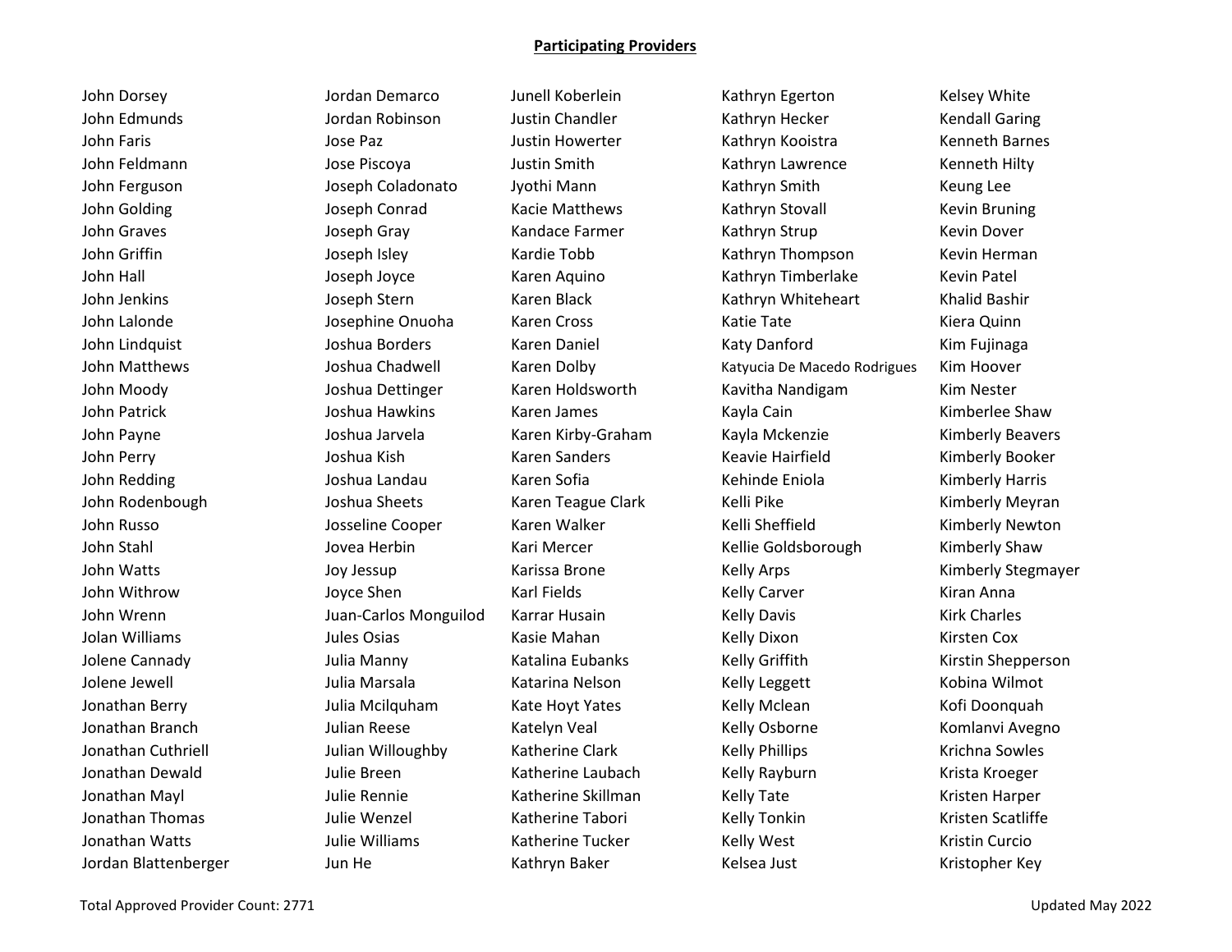**Participating Providers**

John Dorsey
John Edmunds
John Faris
John Feldmann
John Ferguson
John Golding
John Graves
John Griffin
John Hall
John Jenkins
John Lalonde
John Lindquist
John Matthews
John Moody
John Patrick
John Payne
John Perry
John Redding
John Rodenbough
John Russo
John Stahl
John Watts
John Withrow
John Wrenn
Jolan Williams
Jolene Cannady
Jolene Jewell
Jonathan Berry
Jonathan Branch
Jonathan Cuthriell
Jonathan Dewald
Jonathan Mayl
Jonathan Thomas
Jonathan Watts
Jordan Blattenberger

Jordan Demarco
Jordan Robinson
Jose Paz
Jose Piscoya
Joseph Coladonato
Joseph Conrad
Joseph Gray
Joseph Isley
Joseph Joyce
Joseph Stern
Josephine Onuoha
Joshua Borders
Joshua Chadwell
Joshua Dettinger
Joshua Hawkins
Joshua Jarvela
Joshua Kish
Joshua Landau
Joshua Sheets
Josseline Cooper
Jovea Herbin
Joy Jessup
Joyce Shen
Juan-Carlos Monguilod
Jules Osias
Julia Manny
Julia Marsala
Julia Mcilquham
Julian Reese
Julian Willoughby
Julie Breen
Julie Rennie
Julie Wenzel
Julie Williams
Jun He

Junell Koberlein
Justin Chandler
Justin Howerter
Justin Smith
Jyothi Mann
Kacie Matthews
Kandace Farmer
Kardie Tobb
Karen Aquino
Karen Black
Karen Cross
Karen Daniel
Karen Dolby
Karen Holdsworth
Karen James
Karen Kirby-Graham
Karen Sanders
Karen Sofia
Karen Teague Clark
Karen Walker
Kari Mercer
Karissa Brone
Karl Fields
Karrar Husain
Kasie Mahan
Katalina Eubanks
Katarina Nelson
Kate Hoyt Yates
Katelyn Veal
Katherine Clark
Katherine Laubach
Katherine Skillman
Katherine Tabori
Katherine Tucker
Kathryn Baker

Kathryn Egerton
Kathryn Hecker
Kathryn Kooistra
Kathryn Lawrence
Kathryn Smith
Kathryn Stovall
Kathryn Strup
Kathryn Thompson
Kathryn Timberlake
Kathryn Whiteheart
Katie Tate
Katy Danford
Katyucia De Macedo Rodrigues
Kavitha Nandigam
Kayla Cain
Kayla Mckenzie
Keavie Hairfield
Kehinde Eniola
Kelli Pike
Kelli Sheffield
Kellie Goldsborough
Kelly Arps
Kelly Carver
Kelly Davis
Kelly Dixon
Kelly Griffith
Kelly Leggett
Kelly Mclean
Kelly Osborne
Kelly Phillips
Kelly Rayburn
Kelly Tate
Kelly Tonkin
Kelly West
Kelsea Just

Kelsey White
Kendall Garing
Kenneth Barnes
Kenneth Hilty
Keung Lee
Kevin Bruning
Kevin Dover
Kevin Herman
Kevin Patel
Khalid Bashir
Kiera Quinn
Kim Fujinaga
Kim Hoover
Kim Nester
Kimberlee Shaw
Kimberly Beavers
Kimberly Booker
Kimberly Harris
Kimberly Meyran
Kimberly Newton
Kimberly Shaw
Kimberly Stegmayer
Kiran Anna
Kirk Charles
Kirsten Cox
Kirstin Shepperson
Kobina Wilmot
Kofi Doonquah
Komlanvi Avegno
Krichna Sowles
Krista Kroeger
Kristen Harper
Kristen Scatliffe
Kristin Curcio
Kristopher Key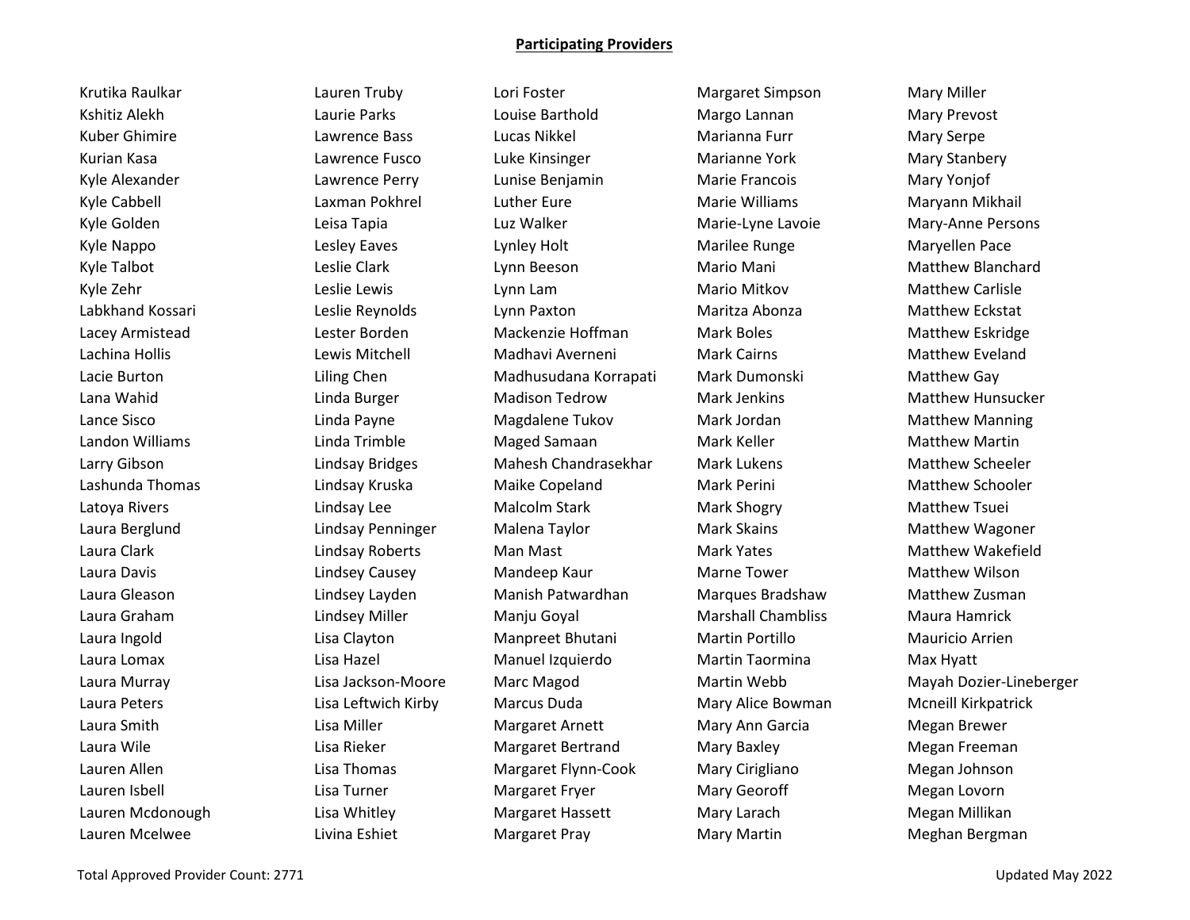**Participating Providers**

Krutika Raulkar
Kshitiz Alekh
Kuber Ghimire
Kurian Kasa
Kyle Alexander
Kyle Cabbell
Kyle Golden
Kyle Nappo
Kyle Talbot
Kyle Zehr
Labkhand Kossari
Lacey Armistead
Lachina Hollis
Lacie Burton
Lana Wahid
Lance Sisco
Landon Williams
Larry Gibson
Lashunda Thomas
Latoya Rivers
Laura Berglund
Laura Clark
Laura Davis
Laura Gleason
Laura Graham
Laura Ingold
Laura Lomax
Laura Murray
Laura Peters
Laura Smith
Laura Wile
Lauren Allen
Lauren Isbell
Lauren Mcdonough
Lauren Mcelwee
Lauren Truby
Laurie Parks
Lawrence Bass
Lawrence Fusco
Lawrence Perry
Laxman Pokhrel
Leisa Tapia
Lesley Eaves
Leslie Clark
Leslie Lewis
Leslie Reynolds
Lester Borden
Lewis Mitchell
Liling Chen
Linda Burger
Linda Payne
Linda Trimble
Lindsay Bridges
Lindsay Kruska
Lindsay Lee
Lindsay Penninger
Lindsay Roberts
Lindsey Causey
Lindsey Layden
Lindsey Miller
Lisa Clayton
Lisa Hazel
Lisa Jackson-Moore
Lisa Leftwich Kirby
Lisa Miller
Lisa Rieker
Lisa Thomas
Lisa Turner
Lisa Whitley
Livina Eshiet
Lori Foster
Louise Barthold
Lucas Nikkel
Luke Kinsinger
Lunise Benjamin
Luther Eure
Luz Walker
Lynley Holt
Lynn Beeson
Lynn Lam
Lynn Paxton
Mackenzie Hoffman
Madhavi Averneni
Madhusudana Korrapati
Madison Tedrow
Magdalene Tukov
Maged Samaan
Mahesh Chandrasekhar
Maike Copeland
Malcolm Stark
Malena Taylor
Man Mast
Mandeep Kaur
Manish Patwardhan
Manju Goyal
Manpreet Bhutani
Manuel Izquierdo
Marc Magod
Marcus Duda
Margaret Arnett
Margaret Bertrand
Margaret Flynn-Cook
Margaret Fryer
Margaret Hassett
Margaret Pray
Margaret Simpson
Margo Lannan
Marianna Furr
Marianne York
Marie Francois
Marie Williams
Marie-Lyne Lavoie
Marilee Runge
Mario Mani
Mario Mitkov
Maritza Abonza
Mark Boles
Mark Cairns
Mark Dumonski
Mark Jenkins
Mark Jordan
Mark Keller
Mark Lukens
Mark Perini
Mark Shogry
Mark Skains
Mark Yates
Marne Tower
Marques Bradshaw
Marshall Chambliss
Martin Portillo
Martin Taormina
Martin Webb
Mary Alice Bowman
Mary Ann Garcia
Mary Baxley
Mary Cirigliano
Mary Georoff
Mary Larach
Mary Martin
Mary Miller
Mary Prevost
Mary Serpe
Mary Stanbery
Mary Yonjof
Maryann Mikhail
Mary-Anne Persons
Maryellen Pace
Matthew Blanchard
Matthew Carlisle
Matthew Eckstat
Matthew Eskridge
Matthew Eveland
Matthew Gay
Matthew Hunsucker
Matthew Manning
Matthew Martin
Matthew Scheeler
Matthew Schooler
Matthew Tsuei
Matthew Wagoner
Matthew Wakefield
Matthew Wilson
Matthew Zusman
Maura Hamrick
Mauricio Arrien
Max Hyatt
Mayah Dozier-Lineberger
Mcneill Kirkpatrick
Megan Brewer
Megan Freeman
Megan Johnson
Megan Lovorn
Megan Millikan
Meghan Bergman

Total Approved Provider Count: 2771

Updated May 2022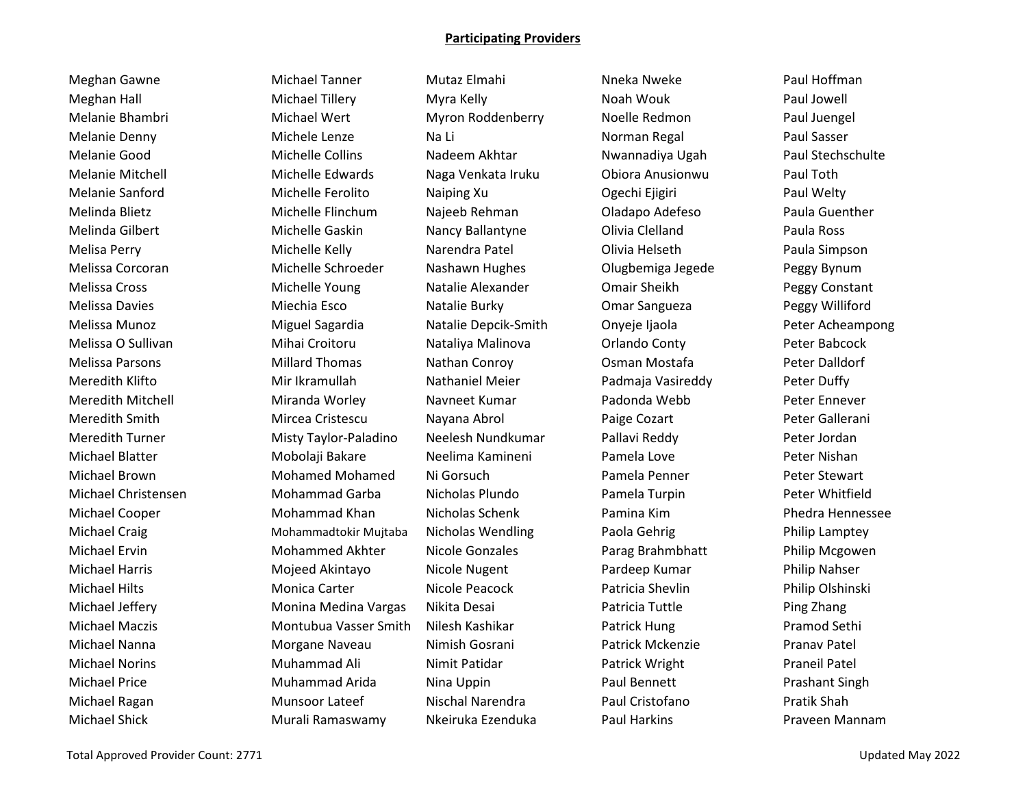**Participating Providers**

Meghan Gawne
Meghan Hall
Melanie Bhambri
Melanie Denny
Melanie Good
Melanie Mitchell
Melanie Sanford
Melinda Blietz
Melinda Gilbert
Melisa Perry
Melissa Corcoran
Melissa Cross
Melissa Davies
Melissa Munoz
Melissa O Sullivan
Melissa Parsons
Meredith Klifto
Meredith Mitchell
Meredith Smith
Meredith Turner
Michael Blatter
Michael Brown
Michael Christensen
Michael Cooper
Michael Craig
Michael Ervin
Michael Harris
Michael Hilts
Michael Jeffery
Michael Maczis
Michael Nanna
Michael Norins
Michael Price
Michael Ragan
Michael Shick
Michael Tanner
Michael Tillery
Michael Wert
Michele Lenze
Michelle Collins
Michelle Edwards
Michelle Ferolito
Michelle Flinchum
Michelle Gaskin
Michelle Kelly
Michelle Schroeder
Michelle Young
Miechia Esco
Miguel Sagardia
Mihai Croitoru
Millard Thomas
Mir Ikramullah
Miranda Worley
Mircea Cristescu
Misty Taylor-Paladino
Mobolaji Bakare
Mohamed Mohamed
Mohammad Garba
Mohammad Khan
Mohammadtokir Mujtaba
Mohammed Akhter
Mojeed Akintayo
Monica Carter
Monina Medina Vargas
Montubua Vasser Smith
Morgane Naveau
Muhammad Ali
Muhammad Arida
Munsoor Lateef
Murali Ramaswamy
Mutaz Elmahi
Myra Kelly
Myron Roddenberry
Na Li
Nadeem Akhtar
Naga Venkata Iruku
Naiping Xu
Najeeb Rehman
Nancy Ballantyne
Narendra Patel
Nashawn Hughes
Natalie Alexander
Natalie Burky
Natalie Depcik-Smith
Nataliya Malinova
Nathan Conroy
Nathaniel Meier
Navneet Kumar
Nayana Abrol
Neelesh Nundkumar
Neelima Kamineni
Ni Gorsuch
Nicholas Plundo
Nicholas Schenk
Nicholas Wendling
Nicole Gonzales
Nicole Nugent
Nicole Peacock
Nikita Desai
Nilesh Kashikar
Nimish Gosrani
Nimit Patidar
Nina Uppin
Nischal Narendra
Nkeiruka Ezenduka
Nneka Nweke
Noah Wouk
Noelle Redmon
Norman Regal
Nwannadiya Ugah
Obiora Anusionwu
Ogechi Ejigiri
Oladapo Adefeso
Olivia Clelland
Olivia Helseth
Olugbemiga Jegede
Omair Sheikh
Omar Sangueza
Onyeje Ijaola
Orlando Conty
Osman Mostafa
Padmaja Vasireddy
Padonda Webb
Paige Cozart
Pallavi Reddy
Pamela Love
Pamela Penner
Pamela Turpin
Pamina Kim
Paola Gehrig
Parag Brahmbhatt
Pardeep Kumar
Patricia Shevlin
Patricia Tuttle
Patrick Hung
Patrick Mckenzie
Patrick Wright
Paul Bennett
Paul Cristofano
Paul Harkins
Paul Hoffman
Paul Jowell
Paul Juengel
Paul Sasser
Paul Stechschulte
Paul Toth
Paul Welty
Paula Guenther
Paula Ross
Paula Simpson
Peggy Bynum
Peggy Constant
Peggy Williford
Peter Acheampong
Peter Babcock
Peter Dalldorf
Peter Duffy
Peter Ennever
Peter Gallerani
Peter Jordan
Peter Nishan
Peter Stewart
Peter Whitfield
Phedra Hennessee
Philip Lamptey
Philip Mcgowen
Philip Nahser
Philip Olshinski
Ping Zhang
Pramod Sethi
Pranav Patel
Praneil Patel
Prashant Singh
Pratik Shah
Praveen Mannam

Total Approved Provider Count: 2771

Updated May 2022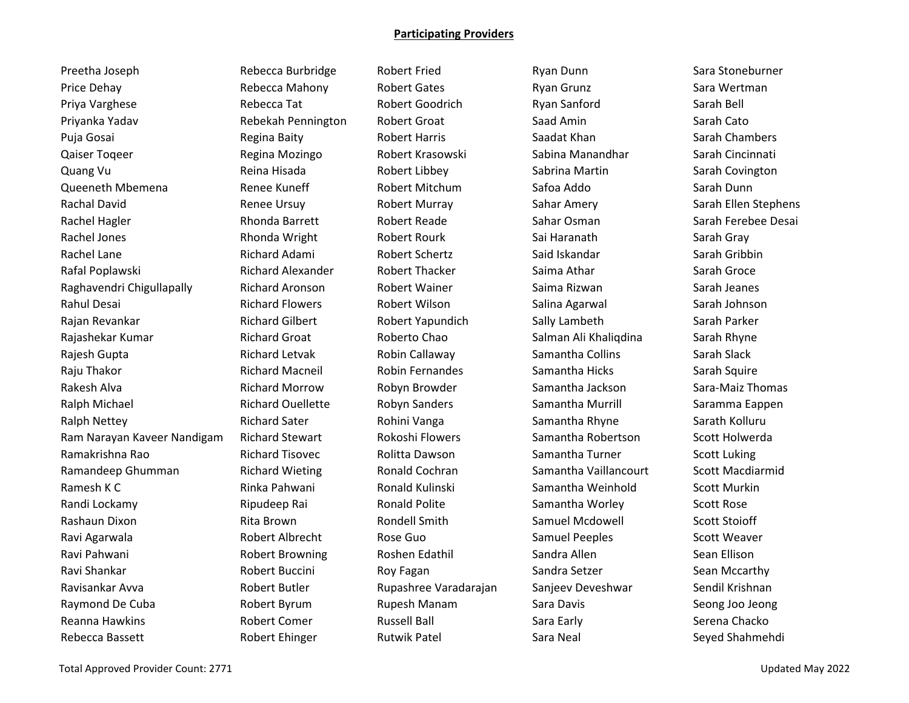**Participating Providers**

Preetha Joseph
Price Dehay
Priya Varghese
Priyanka Yadav
Puja Gosai
Qaiser Toqeer
Quang Vu
Queeneth Mbemena
Rachal David
Rachel Hagler
Rachel Jones
Rachel Lane
Rafal Poplawski
Raghavendri Chigullapally
Rahul Desai
Rajan Revankar
Rajashekar Kumar
Rajesh Gupta
Raju Thakor
Rakesh Alva
Ralph Michael
Ralph Nettey
Ram Narayan Kaveer Nandigam
Ramakrishna Rao
Ramandeep Ghumman
Ramesh K C
Randi Lockamy
Rashaun Dixon
Ravi Agarwala
Ravi Pahwani
Ravi Shankar
Ravisankar Avva
Raymond De Cuba
Reanna Hawkins
Rebecca Bassett
Rebecca Burbridge
Rebecca Mahony
Rebecca Tat
Rebekah Pennington
Regina Baity
Regina Mozingo
Reina Hisada
Renee Kuneff
Renee Ursuy
Rhonda Barrett
Rhonda Wright
Richard Adami
Richard Alexander
Richard Aronson
Richard Flowers
Richard Gilbert
Richard Groat
Richard Letvak
Richard Macneil
Richard Morrow
Richard Ouellette
Richard Sater
Richard Stewart
Richard Tisovec
Richard Wieting
Rinka Pahwani
Ripudeep Rai
Rita Brown
Robert Albrecht
Robert Browning
Robert Buccini
Robert Butler
Robert Byrum
Robert Comer
Robert Ehinger
Robert Fried
Robert Gates
Robert Goodrich
Robert Groat
Robert Harris
Robert Krasowski
Robert Libbey
Robert Mitchum
Robert Murray
Robert Reade
Robert Rourk
Robert Schertz
Robert Thacker
Robert Wainer
Robert Wilson
Robert Yapundich
Roberto Chao
Robin Callaway
Robin Fernandes
Robyn Browder
Robyn Sanders
Rohini Vanga
Rokoshi Flowers
Rolitta Dawson
Ronald Cochran
Ronald Kulinski
Ronald Polite
Rondell Smith
Rose Guo
Roshen Edathil
Roy Fagan
Rupashree Varadarajan
Rupesh Manam
Russell Ball
Rutwik Patel
Ryan Dunn
Ryan Grunz
Ryan Sanford
Saad Amin
Saadat Khan
Sabina Manandhar
Sabrina Martin
Safoa Addo
Sahar Amery
Sahar Osman
Sai Haranath
Said Iskandar
Saima Athar
Saima Rizwan
Salina Agarwal
Sally Lambeth
Salman Ali Khaliqdina
Samantha Collins
Samantha Hicks
Samantha Jackson
Samantha Murrill
Samantha Rhyne
Samantha Robertson
Samantha Turner
Samantha Vaillancourt
Samantha Weinhold
Samantha Worley
Samuel Mcdowell
Samuel Peeples
Sandra Allen
Sandra Setzer
Sanjeev Deveshwar
Sara Davis
Sara Early
Sara Neal
Sara Stoneburner
Sara Wertman
Sarah Bell
Sarah Cato
Sarah Chambers
Sarah Cincinnati
Sarah Covington
Sarah Dunn
Sarah Ellen Stephens
Sarah Ferebee Desai
Sarah Gray
Sarah Gribbin
Sarah Groce
Sarah Jeanes
Sarah Johnson
Sarah Parker
Sarah Rhyne
Sarah Slack
Sarah Squire
Sara-Maiz Thomas
Saramma Eappen
Sarath Kolluru
Scott Holwerda
Scott Luking
Scott Macdiarmid
Scott Murkin
Scott Rose
Scott Stoioff
Scott Weaver
Sean Ellison
Sean Mccarthy
Sendil Krishnan
Seong Joo Jeong
Serena Chacko
Seyed Shahmehdi

Total Approved Provider Count: 2771

Updated May 2022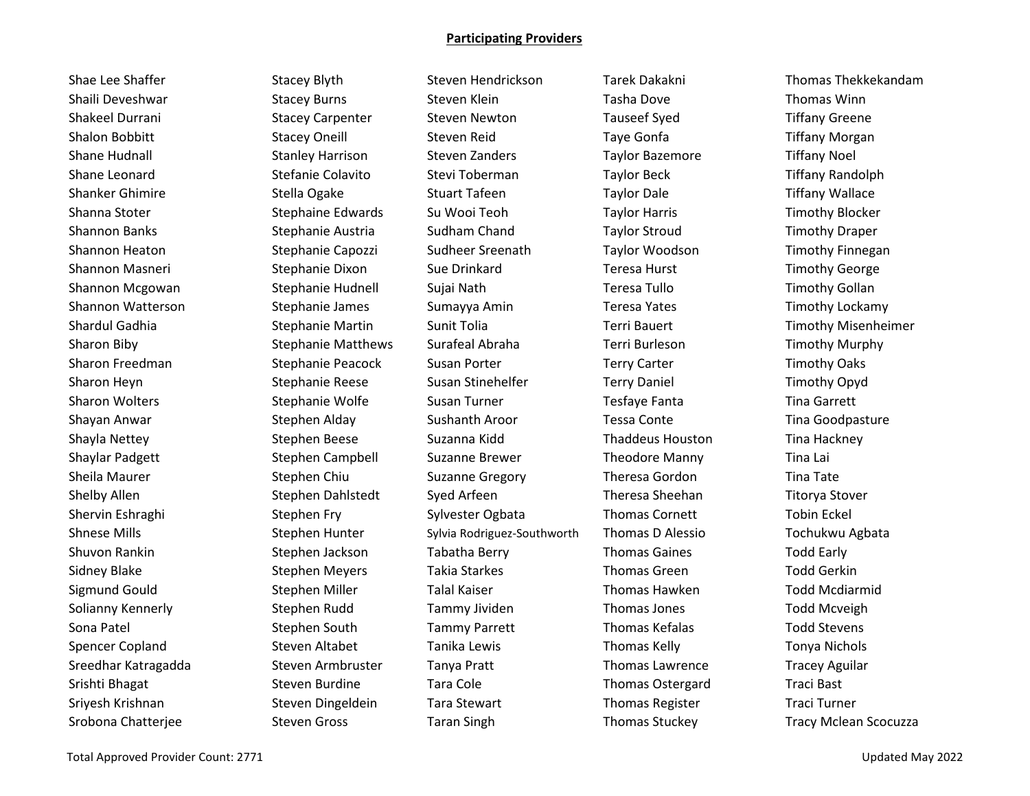**Participating Providers**

Shae Lee Shaffer
Shaili Deveshwar
Shakeel Durrani
Shalon Bobbitt
Shane Hudnall
Shane Leonard
Shanker Ghimire
Shanna Stoter
Shannon Banks
Shannon Heaton
Shannon Masneri
Shannon Mcgowan
Shannon Watterson
Shardul Gadhia
Sharon Biby
Sharon Freedman
Sharon Heyn
Sharon Wolters
Shayan Anwar
Shayla Nettey
Shaylar Padgett
Sheila Maurer
Shelby Allen
Shervin Eshraghi
Shnese Mills
Shuvon Rankin
Sidney Blake
Sigmund Gould
Solianny Kennerly
Sona Patel
Spencer Copland
Sreedhar Katragadda
Srishti Bhagat
Sriyesh Krishnan
Srobona Chatterjee
Stacey Blyth
Stacey Burns
Stacey Carpenter
Stacey Oneill
Stanley Harrison
Stefanie Colavito
Stella Ogake
Stephaine Edwards
Stephanie Austria
Stephanie Capozzi
Stephanie Dixon
Stephanie Hudnell
Stephanie James
Stephanie Martin
Stephanie Matthews
Stephanie Peacock
Stephanie Reese
Stephanie Wolfe
Stephen Alday
Stephen Beese
Stephen Campbell
Stephen Chiu
Stephen Dahlstedt
Stephen Fry
Stephen Hunter
Stephen Jackson
Stephen Meyers
Stephen Miller
Stephen Rudd
Stephen South
Steven Altabet
Steven Armbruster
Steven Burdine
Steven Dingeldein
Steven Gross
Steven Hendrickson
Steven Klein
Steven Newton
Steven Reid
Steven Zanders
Stevi Toberman
Stuart Tafeen
Su Wooi Teoh
Sudham Chand
Sudheer Sreenath
Sue Drinkard
Sujai Nath
Sumayya Amin
Sunit Tolia
Surafeal Abraha
Susan Porter
Susan Stinehelfer
Susan Turner
Sushanth Aroor
Suzanna Kidd
Suzanne Brewer
Suzanne Gregory
Syed Arfeen
Sylvester Ogbata
Sylvia Rodriguez-Southworth
Tabatha Berry
Takia Starkes
Talal Kaiser
Tammy Jividen
Tammy Parrett
Tanika Lewis
Tanya Pratt
Tara Cole
Tara Stewart
Taran Singh
Tarek Dakakni
Tasha Dove
Tauseef Syed
Taye Gonfa
Taylor Bazemore
Taylor Beck
Taylor Dale
Taylor Harris
Taylor Stroud
Taylor Woodson
Teresa Hurst
Teresa Tullo
Teresa Yates
Terri Bauert
Terri Burleson
Terry Carter
Terry Daniel
Tesfaye Fanta
Tessa Conte
Thaddeus Houston
Theodore Manny
Theresa Gordon
Theresa Sheehan
Thomas Cornett
Thomas D Alessio
Thomas Gaines
Thomas Green
Thomas Hawken
Thomas Jones
Thomas Kefalas
Thomas Kelly
Thomas Lawrence
Thomas Ostergard
Thomas Register
Thomas Stuckey
Thomas Thekkekandam
Thomas Winn
Tiffany Greene
Tiffany Morgan
Tiffany Noel
Tiffany Randolph
Tiffany Wallace
Timothy Blocker
Timothy Draper
Timothy Finnegan
Timothy George
Timothy Gollan
Timothy Lockamy
Timothy Misenheimer
Timothy Murphy
Timothy Oaks
Timothy Opyd
Tina Garrett
Tina Goodpasture
Tina Hackney
Tina Lai
Tina Tate
Titorya Stover
Tobin Eckel
Tochukwu Agbata
Todd Early
Todd Gerkin
Todd Mcdiarmid
Todd Mcveigh
Todd Stevens
Tonya Nichols
Tracey Aguilar
Traci Bast
Traci Turner
Tracy Mclean Scocuzza

Total Approved Provider Count: 2771

Updated May 2022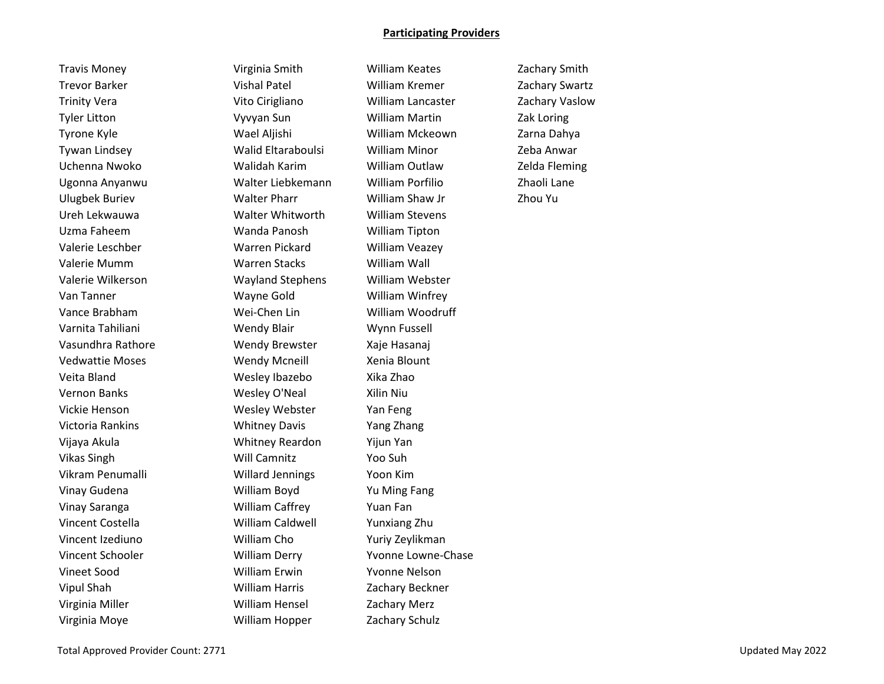**Participating Providers**

Travis Money
Trevor Barker
Trinity Vera
Tyler Litton
Tyrone Kyle
Tywan Lindsey
Uchenna Nwoko
Ugonna Anyanwu
Ulugbek Buriev
Ureh Lekwauwa
Uzma Faheem
Valerie Leschber
Valerie Mumm
Valerie Wilkerson
Van Tanner
Vance Brabham
Varnita Tahiliani
Vasundhra Rathore
Vedwattie Moses
Veita Bland
Vernon Banks
Vickie Henson
Victoria Rankins
Vijaya Akula
Vikas Singh
Vikram Penumalli
Vinay Gudena
Vinay Saranga
Vincent Costella
Vincent Izediuno
Vincent Schooler
Vineet Sood
Vipul Shah
Virginia Miller
Virginia Moye
Virginia Smith
Vishal Patel
Vito Cirigliano
Vyvyan Sun
Wael Aljishi
Walid Eltaraboulsi
Walidah Karim
Walter Liebkemann
Walter Pharr
Walter Whitworth
Wanda Panosh
Warren Pickard
Warren Stacks
Wayland Stephens
Wayne Gold
Wei-Chen Lin
Wendy Blair
Wendy Brewster
Wendy Mcneill
Wesley Ibazebo
Wesley O'Neal
Wesley Webster
Whitney Davis
Whitney Reardon
Will Camnitz
Willard Jennings
William Boyd
William Caffrey
William Caldwell
William Cho
William Derry
William Erwin
William Harris
William Hensel
William Hopper
William Keates
William Kremer
William Lancaster
William Martin
William Mckeown
William Minor
William Outlaw
William Porfilio
William Shaw Jr
William Stevens
William Tipton
William Veazey
William Wall
William Webster
William Winfrey
William Woodruff
Wynn Fussell
Xaje Hasanaj
Xenia Blount
Xika Zhao
Xilin Niu
Yan Feng
Yang Zhang
Yijun Yan
Yoo Suh
Yoon Kim
Yu Ming Fang
Yuan Fan
Yunxiang Zhu
Yuriy Zeylikman
Yvonne Lowne-Chase
Yvonne Nelson
Zachary Beckner
Zachary Merz
Zachary Schulz
Zachary Smith
Zachary Swartz
Zachary Vaslow
Zak Loring
Zarna Dahya
Zeba Anwar
Zelda Fleming
Zhaoli Lane
Zhou Yu

Total Approved Provider Count: 2771

Updated May 2022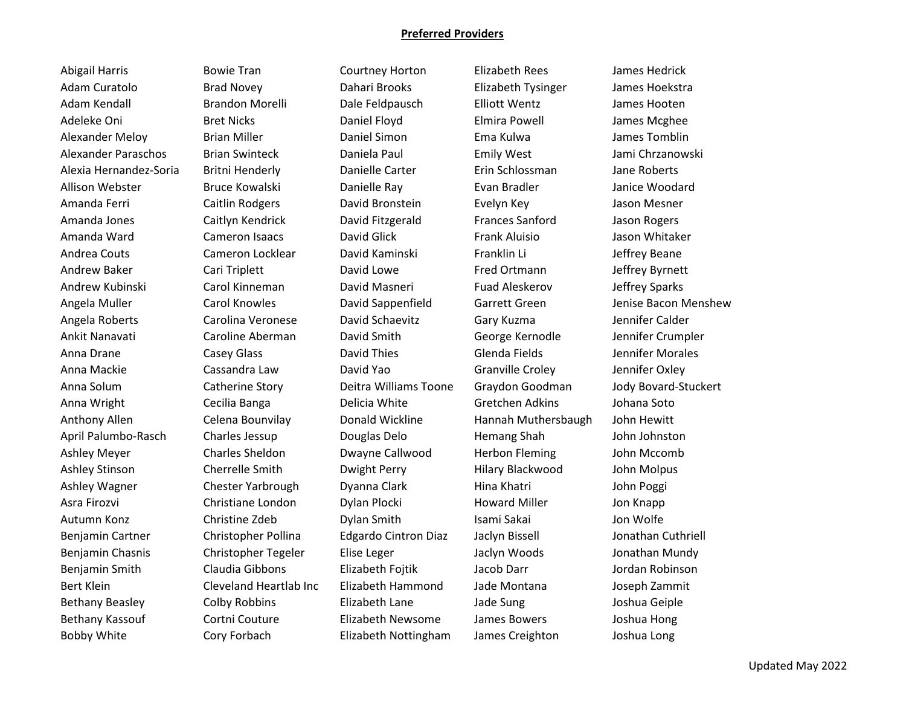**Preferred Providers**

Abigail Harris
Adam Curatolo
Adam Kendall
Adeleke Oni
Alexander Meloy
Alexander Paraschos
Alexia Hernandez-Soria
Allison Webster
Amanda Ferri
Amanda Jones
Amanda Ward
Andrea Couts
Andrew Baker
Andrew Kubinski
Angela Muller
Angela Roberts
Ankit Nanavati
Anna Drane
Anna Mackie
Anna Solum
Anna Wright
Anthony Allen
April Palumbo-Rasch
Ashley Meyer
Ashley Stinson
Ashley Wagner
Asra Firozvi
Autumn Konz
Benjamin Cartner
Benjamin Chasnis
Benjamin Smith
Bert Klein
Bethany Beasley
Bethany Kassouf
Bobby White
Bowie Tran
Brad Novey
Brandon Morelli
Bret Nicks
Brian Miller
Brian Swinteck
Britni Henderly
Bruce Kowalski
Caitlin Rodgers
Caitlyn Kendrick
Cameron Isaacs
Cameron Locklear
Cari Triplett
Carol Kinneman
Carol Knowles
Carolina Veronese
Caroline Aberman
Casey Glass
Cassandra Law
Catherine Story
Cecilia Banga
Celena Bounvilay
Charles Jessup
Charles Sheldon
Cherrelle Smith
Chester Yarbrough
Christiane London
Christine Zdeb
Christopher Pollina
Christopher Tegeler
Claudia Gibbons
Cleveland Heartlab Inc
Colby Robbins
Cortni Couture
Cory Forbach
Courtney Horton
Dahari Brooks
Dale Feldpausch
Daniel Floyd
Daniel Simon
Daniela Paul
Danielle Carter
Danielle Ray
David Bronstein
David Fitzgerald
David Glick
David Kaminski
David Lowe
David Masneri
David Sappenfield
David Schaevitz
David Smith
David Thies
David Yao
Deitra Williams Toone
Delicia White
Donald Wickline
Douglas Delo
Dwayne Callwood
Dwight Perry
Dyanna Clark
Dylan Plocki
Dylan Smith
Edgardo Cintron Diaz
Elise Leger
Elizabeth Fojtik
Elizabeth Hammond
Elizabeth Lane
Elizabeth Newsome
Elizabeth Nottingham
Elizabeth Rees
Elizabeth Tysinger
Elliott Wentz
Elmira Powell
Ema Kulwa
Emily West
Erin Schlossman
Evan Bradler
Evelyn Key
Frances Sanford
Frank Aluisio
Franklin Li
Fred Ortmann
Fuad Aleskerov
Garrett Green
Gary Kuzma
George Kernodle
Glenda Fields
Granville Croley
Graydon Goodman
Gretchen Adkins
Hannah Muthersbaugh
Hemang Shah
Herbon Fleming
Hilary Blackwood
Hina Khatri
Howard Miller
Isami Sakai
Jaclyn Bissell
Jaclyn Woods
Jacob Darr
Jade Montana
Jade Sung
James Bowers
James Creighton
James Hedrick
James Hoekstra
James Hooten
James Mcghee
James Tomblin
Jami Chrzanowski
Jane Roberts
Janice Woodard
Jason Mesner
Jason Rogers
Jason Whitaker
Jeffrey Beane
Jeffrey Byrnett
Jeffrey Sparks
Jenise Bacon Menshew
Jennifer Calder
Jennifer Crumpler
Jennifer Morales
Jennifer Oxley
Jody Bovard-Stuckert
Johana Soto
John Hewitt
John Johnston
John Mccomb
John Molpus
John Poggi
Jon Knapp
Jon Wolfe
Jonathan Cuthriell
Jonathan Mundy
Jordan Robinson
Joseph Zammit
Joshua Geiple
Joshua Hong
Joshua Long

Updated May 2022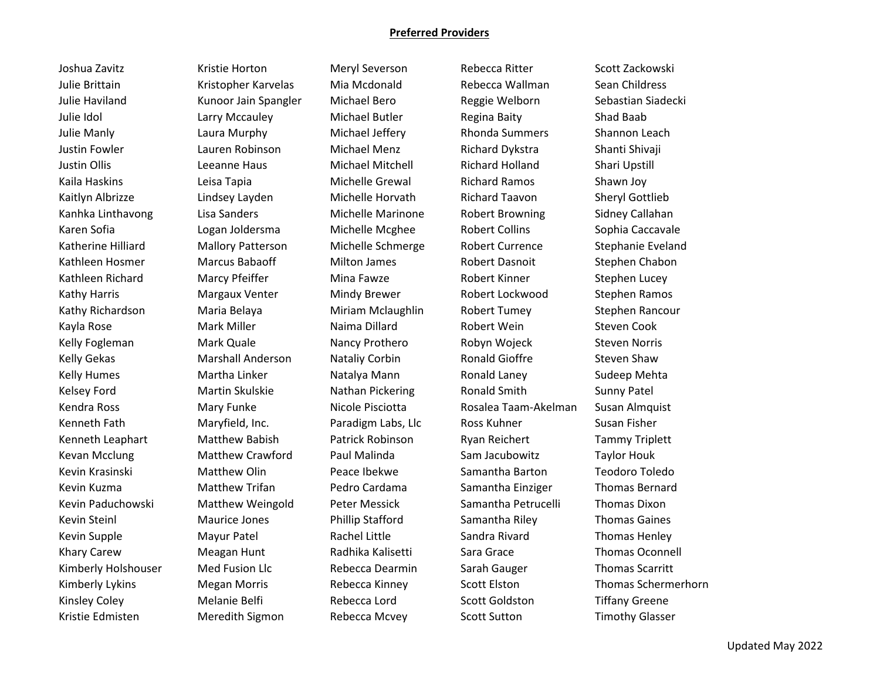**Preferred Providers**

Joshua Zavitz
Julie Brittain
Julie Haviland
Julie Idol
Julie Manly
Justin Fowler
Justin Ollis
Kaila Haskins
Kaitlyn Albrizze
Kanhka Linthavong
Karen Sofia
Katherine Hilliard
Kathleen Hosmer
Kathleen Richard
Kathy Harris
Kathy Richardson
Kayla Rose
Kelly Fogleman
Kelly Gekas
Kelly Humes
Kelsey Ford
Kendra Ross
Kenneth Fath
Kenneth Leaphart
Kevan Mcclung
Kevin Krasinski
Kevin Kuzma
Kevin Paduchowski
Kevin Steinl
Kevin Supple
Khary Carew
Kimberly Holshouser
Kimberly Lykins
Kinsley Coley
Kristie Edmisten

Kristie Horton
Kristopher Karvelas
Kunoor Jain Spangler
Larry Mccauley
Laura Murphy
Lauren Robinson
Leeanne Haus
Leisa Tapia
Lindsey Layden
Lisa Sanders
Logan Joldersma
Mallory Patterson
Marcus Babaoff
Marcy Pfeiffer
Margaux Venter
Maria Belaya
Mark Miller
Mark Quale
Marshall Anderson
Martha Linker
Martin Skulskie
Mary Funke
Maryfield, Inc.
Matthew Babish
Matthew Crawford
Matthew Olin
Matthew Trifan
Matthew Weingold
Maurice Jones
Mayur Patel
Meagan Hunt
Med Fusion Llc
Megan Morris
Melanie Belfi
Meredith Sigmon

Meryl Severson
Mia Mcdonald
Michael Bero
Michael Butler
Michael Jeffery
Michael Menz
Michael Mitchell
Michelle Grewal
Michelle Horvath
Michelle Marinone
Michelle Mcghee
Michelle Schmerge
Milton James
Mina Fawze
Mindy Brewer
Miriam Mclaughlin
Naima Dillard
Nancy Prothero
Nataliy Corbin
Natalya Mann
Nathan Pickering
Nicole Pisciotta
Paradigm Labs, Llc
Patrick Robinson
Paul Malinda
Peace Ibekwe
Pedro Cardama
Peter Messick
Phillip Stafford
Rachel Little
Radhika Kalisetti
Rebecca Dearmin
Rebecca Kinney
Rebecca Lord
Rebecca Mcvey

Rebecca Ritter
Rebecca Wallman
Reggie Welborn
Regina Baity
Rhonda Summers
Richard Dykstra
Richard Holland
Richard Ramos
Richard Taavon
Robert Browning
Robert Collins
Robert Currence
Robert Dasnoit
Robert Kinner
Robert Lockwood
Robert Tumey
Robert Wein
Robyn Wojeck
Ronald Gioffre
Ronald Laney
Ronald Smith
Rosalea Taam-Akelman
Ross Kuhner
Ryan Reichert
Sam Jacubowitz
Samantha Barton
Samantha Einziger
Samantha Petrucelli
Samantha Riley
Sandra Rivard
Sara Grace
Sarah Gauger
Scott Elston
Scott Goldston
Scott Sutton

Scott Zackowski
Sean Childress
Sebastian Siadecki
Shad Baab
Shannon Leach
Shanti Shivaji
Shari Upstill
Shawn Joy
Sheryl Gottlieb
Sidney Callahan
Sophia Caccavale
Stephanie Eveland
Stephen Chabon
Stephen Lucey
Stephen Ramos
Stephen Rancour
Steven Cook
Steven Norris
Steven Shaw
Sudeep Mehta
Sunny Patel
Susan Almquist
Susan Fisher
Tammy Triplett
Taylor Houk
Teodoro Toledo
Thomas Bernard
Thomas Dixon
Thomas Gaines
Thomas Henley
Thomas Oconnell
Thomas Scarritt
Thomas Schermerhorn
Tiffany Greene
Timothy Glasser

Updated May 2022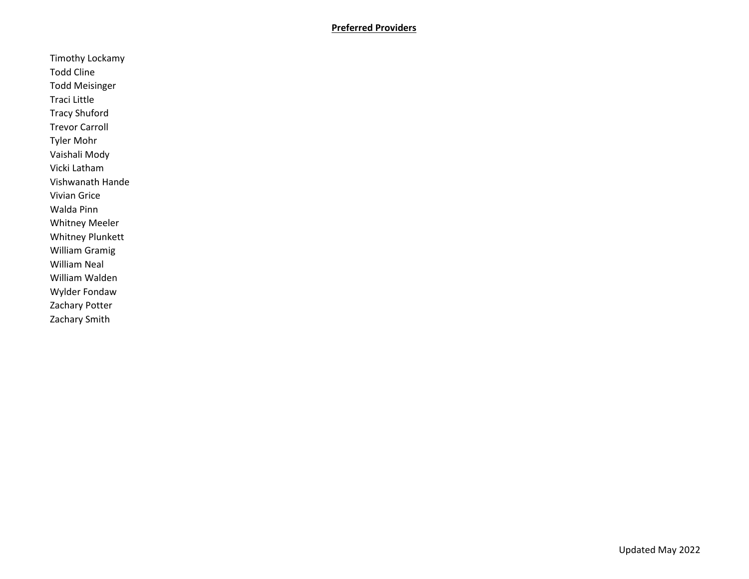**Preferred Providers**

Timothy Lockamy
Todd Cline
Todd Meisinger
Traci Little
Tracy Shuford
Trevor Carroll
Tyler Mohr
Vaishali Mody
Vicki Latham
Vishwanath Hande
Vivian Grice
Walda Pinn
Whitney Meeler
Whitney Plunkett
William Gramig
William Neal
William Walden
Wylder Fondaw
Zachary Potter
Zachary Smith

Updated May 2022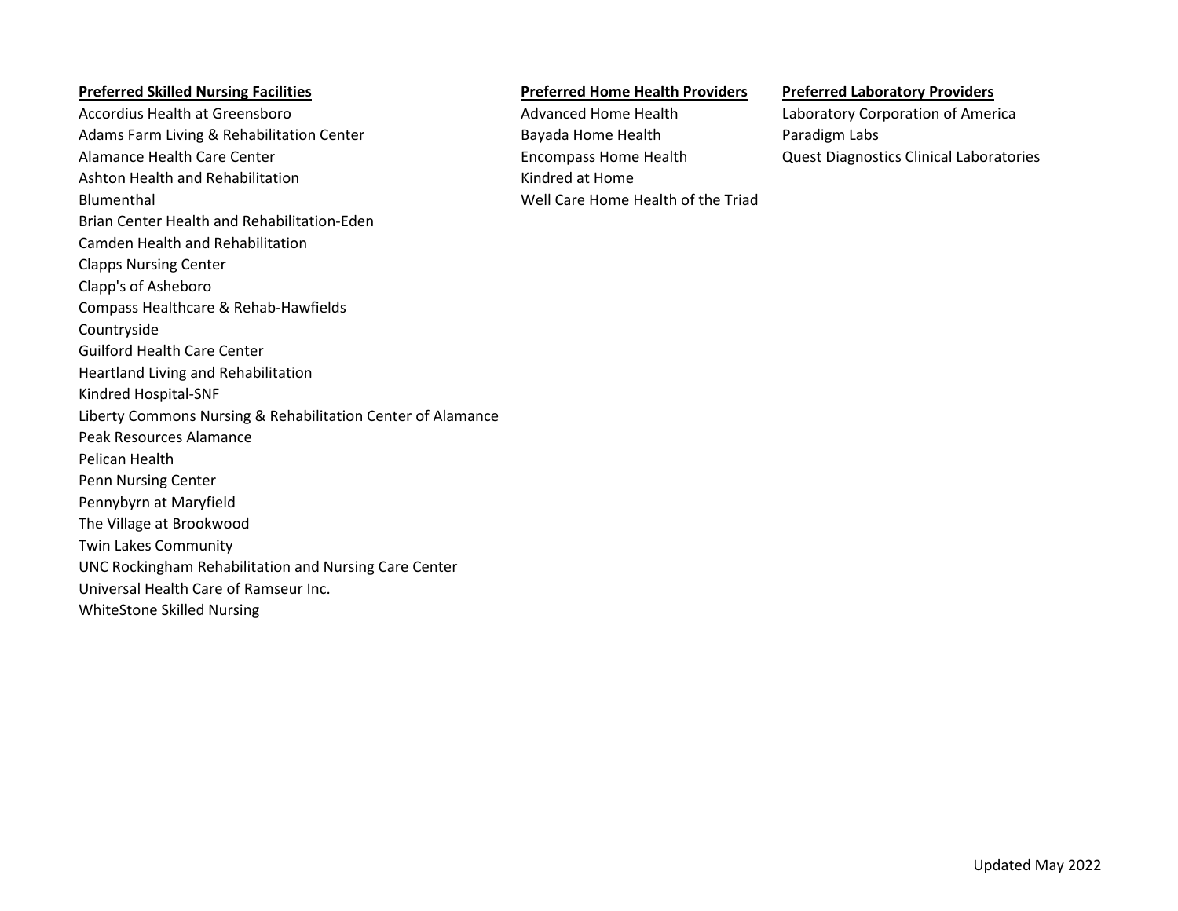**Preferred Skilled Nursing Facilities**

Accordius Health at Greensboro
Adams Farm Living & Rehabilitation Center
Alamance Health Care Center
Ashton Health and Rehabilitation
Blumenthal
Brian Center Health and Rehabilitation-Eden
Camden Health and Rehabilitation
Clapps Nursing Center
Clapp's of Asheboro
Compass Healthcare & Rehab-Hawfields
Countryside
Guilford Health Care Center
Heartland Living and Rehabilitation
Kindred Hospital-SNF
Liberty Commons Nursing & Rehabilitation Center of Alamance
Peak Resources Alamance
Pelican Health
Penn Nursing Center
Pennybyrn at Maryfield
The Village at Brookwood
Twin Lakes Community
UNC Rockingham Rehabilitation and Nursing Care Center
Universal Health Care of Ramseur Inc.
WhiteStone Skilled Nursing

**Preferred Home Health Providers**

Advanced Home Health
Bayada Home Health
Encompass Home Health
Kindred at Home
Well Care Home Health of the Triad

**Preferred Laboratory Providers**

Laboratory Corporation of America
Paradigm Labs
Quest Diagnostics Clinical Laboratories

Updated May 2022